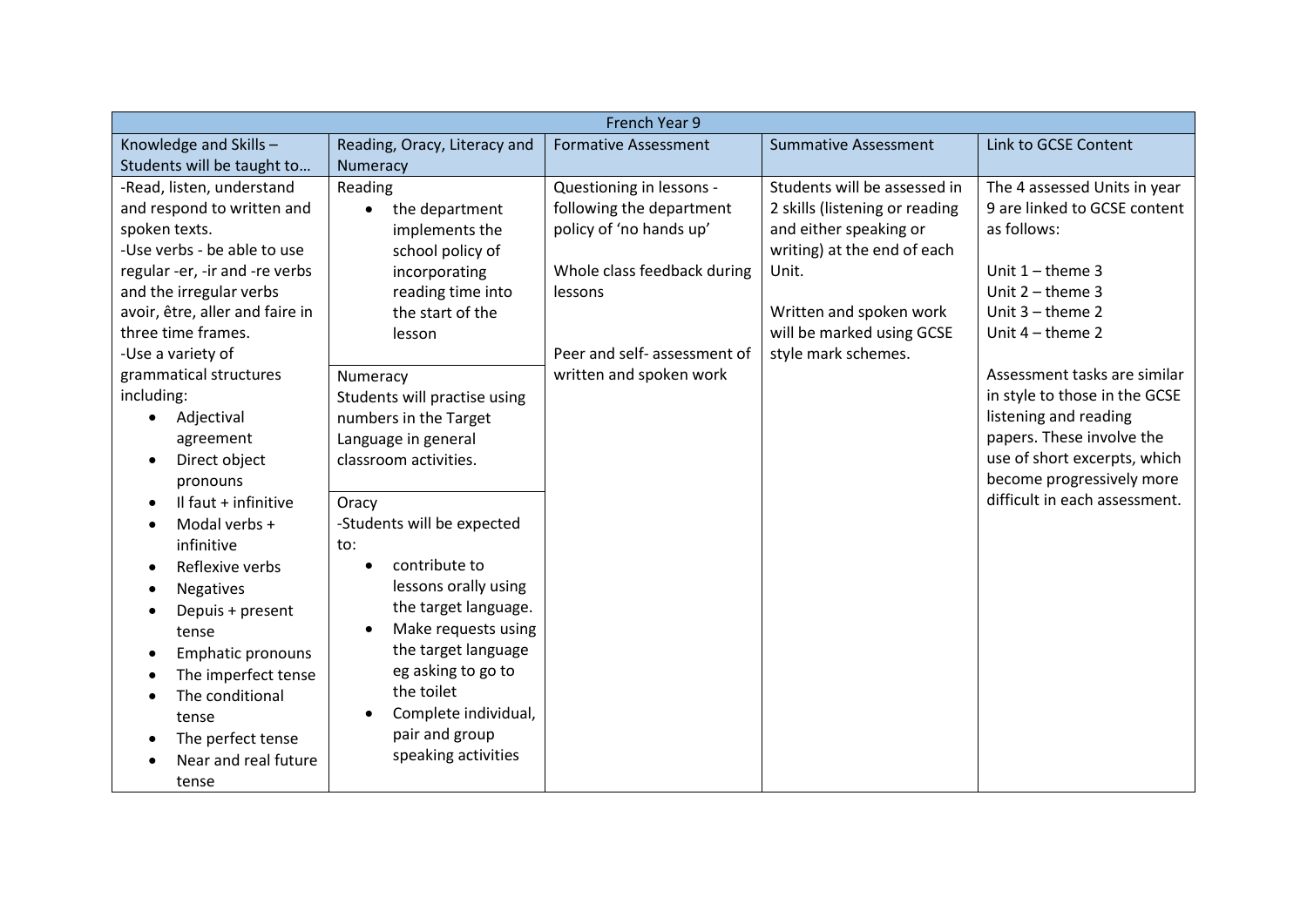| French Year 9 | | | | |
|---|---|---|---|---|
| Knowledge and Skills – Students will be taught to… | Reading, Oracy, Literacy and Numeracy | Formative Assessment | Summative Assessment | Link to GCSE Content |
| -Read, listen, understand and respond to written and spoken texts.<br>-Use verbs - be able to use regular -er, -ir and -re verbs and the irregular verbs avoir, être, aller and faire in three time frames.<br>-Use a variety of grammatical structures including:<br>• Adjectival agreement<br>• Direct object pronouns<br>• Il faut + infinitive<br>• Modal verbs + infinitive<br>• Reflexive verbs<br>• Negatives<br>• Depuis + present tense<br>• Emphatic pronouns<br>• The imperfect tense<br>• The conditional tense<br>• The perfect tense<br>• Near and real future tense | Reading<br>• the department implements the school policy of incorporating reading time into the start of the lesson<br><br>Numeracy<br>Students will practise using numbers in the Target Language in general classroom activities.<br><br>Oracy<br>-Students will be expected to:<br>• contribute to lessons orally using the target language.<br>• Make requests using the target language eg asking to go to the toilet<br>• Complete individual, pair and group speaking activities | Questioning in lessons - following the department policy of 'no hands up'<br><br>Whole class feedback during lessons<br><br>Peer and self- assessment of written and spoken work | Students will be assessed in 2 skills (listening or reading and either speaking or writing) at the end of each Unit.<br><br>Written and spoken work will be marked using GCSE style mark schemes. | The 4 assessed Units in year 9 are linked to GCSE content as follows:<br><br>Unit 1 – theme 3<br>Unit 2 – theme 3<br>Unit 3 – theme 2<br>Unit 4 – theme 2<br><br>Assessment tasks are similar in style to those in the GCSE listening and reading papers. These involve the use of short excerpts, which become progressively more difficult in each assessment. |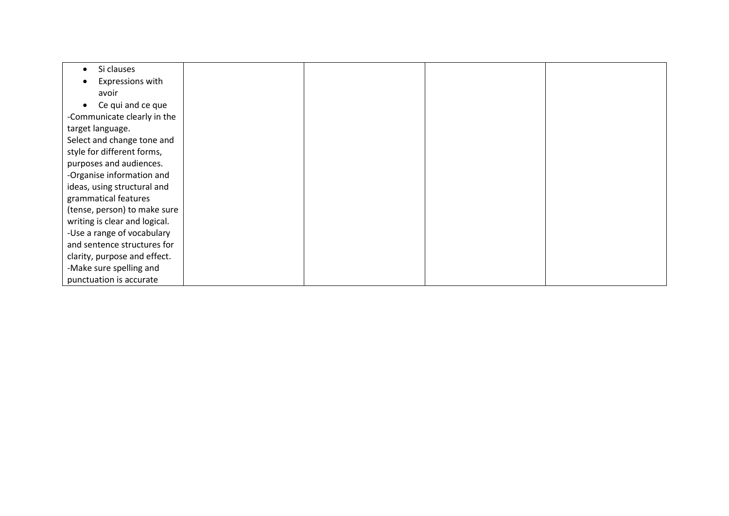| | | | | |
|---|---|---|---|---|
| • Si clauses<br>• Expressions with avoir<br>• Ce qui and ce que<br>-Communicate clearly in the target language.<br>Select and change tone and style for different forms, purposes and audiences.<br>-Organise information and ideas, using structural and grammatical features (tense, person) to make sure writing is clear and logical.<br>-Use a range of vocabulary and sentence structures for clarity, purpose and effect.<br>-Make sure spelling and punctuation is accurate | | | | |